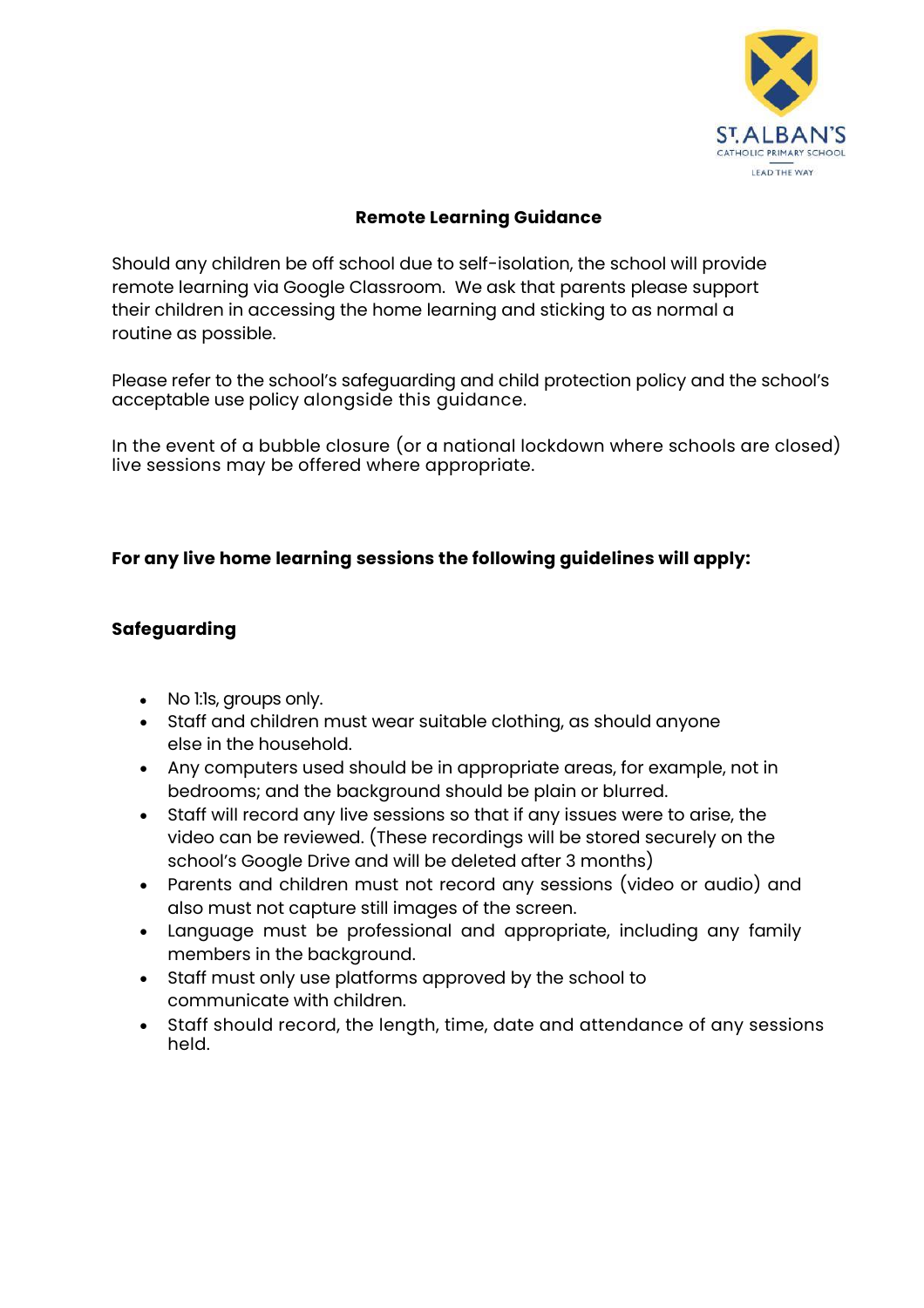## Remote Learning Guidance

Should any children be off school due to self-isolation, the school will provide remote learning via Google Classroom. We ask that parents please support their children in accessing the home learning and sticking to as normal a routine as possible.

Please refer to the school's safeguarding and child protection policy and the school's acceptable use policy alongside this guidance.

In the event of a bubble closure (or a national lockdown where schools are closed) live sessions may be offered where appropriate.

**For any live home learning sessions the following guidelines will apply:**

### Safeguarding

- No 1:1s, groups only.
- Staff and children must wear suitable clothing, as should anyone else in the household.
- Any computers used should be in appropriate areas, for example, not in bedrooms; and the background should be plain or blurred.
- Staff will record any live sessions so that if any issues were to arise, the video can be reviewed. (These recordings will be stored securely on the school's Google Drive and will be deleted after 3 months)
- Parents and children must not record any sessions (video or audio) and also must not capture still images of the screen.
- Language must be professional and appropriate, including any family members in the background.
- Staff must only use platforms approved by the school to communicate with children.
- Staff should record, the length, time, date and attendance of any sessions held.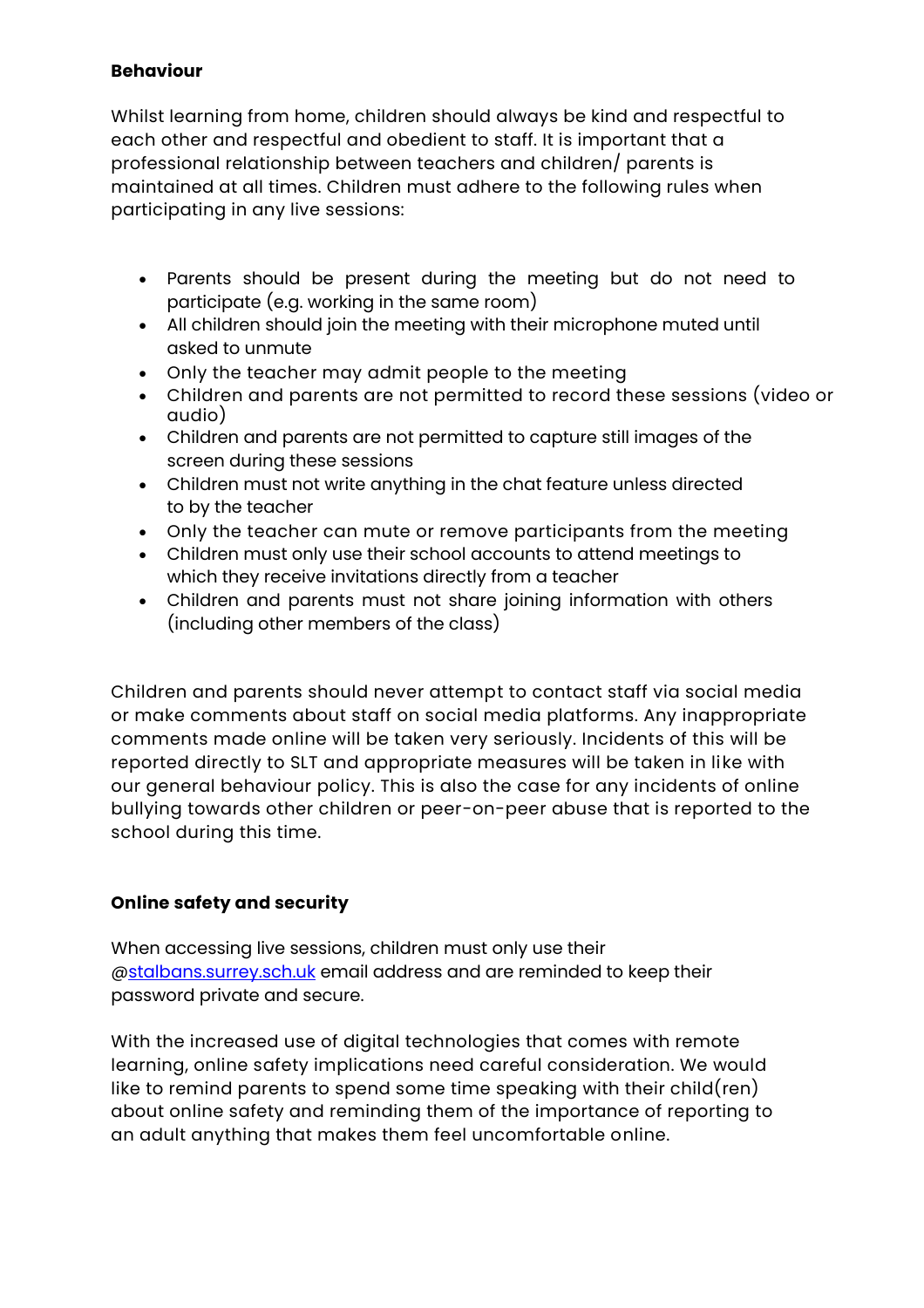**Behaviour**

Whilst learning from home, children should always be kind and respectful to each other and respectful and obedient to staff. It is important that a professional relationship between teachers and children/ parents is maintained at all times. Children must adhere to the following rules when participating in any live sessions:

- Parents should be present during the meeting but do not need to participate (e.g. working in the same room)
- All children should join the meeting with their microphone muted until asked to unmute
- Only the teacher may admit people to the meeting
- Children and parents are not permitted to record these sessions (video or audio)
- Children and parents are not permitted to capture still images of the screen during these sessions
- Children must not write anything in the chat feature unless directed to by the teacher
- Only the teacher can mute or remove participants from the meeting
- Children must only use their school accounts to attend meetings to which they receive invitations directly from a teacher
- Children and parents must not share joining information with others (including other members of the class)

Children and parents should never attempt to contact staff via social media or make comments about staff on social media platforms. Any inappropriate comments made online will be taken very seriously. Incidents of this will be reported directly to SLT and appropriate measures will be taken in like with our general behaviour policy. This is also the case for any incidents of online bullying towards other children or peer-on-peer abuse that is reported to the school during this time.

**Online safety and security**

When accessing live sessions, children must only use their @stalbans.surrey.sch.uk email address and are reminded to keep their password private and secure.

With the increased use of digital technologies that comes with remote learning, online safety implications need careful consideration. We would like to remind parents to spend some time speaking with their child(ren) about online safety and reminding them of the importance of reporting to an adult anything that makes them feel uncomfortable online.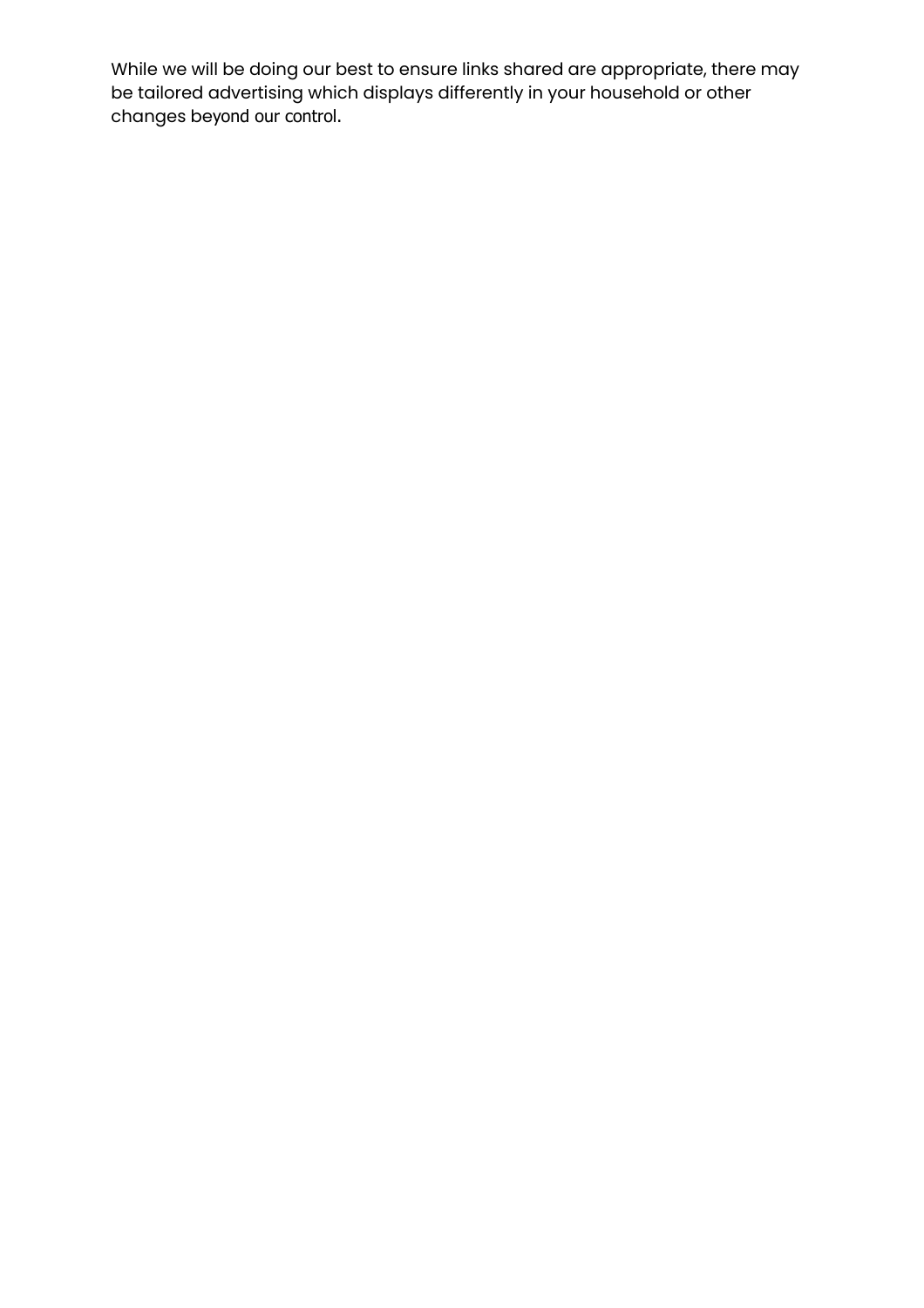While we will be doing our best to ensure links shared are appropriate, there may be tailored advertising which displays differently in your household or other changes beyond our control.